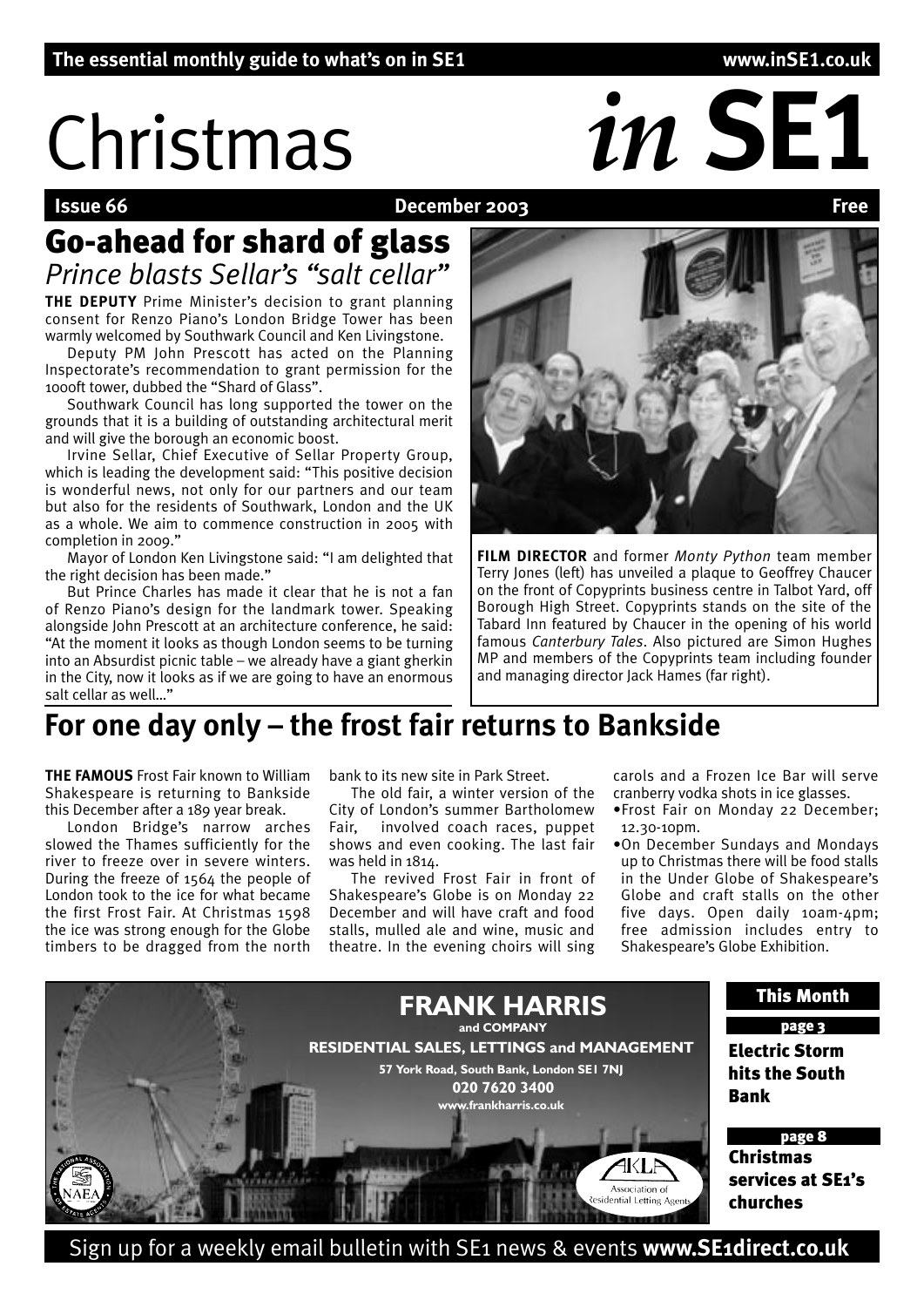The essential monthly guide to what's on in SE1 www.inSE1.co.uk

# Christmas *in* SE1

**Issue 66** **December 2003** **Free**

## Go-ahead for shard of glass

### *Prince blasts Sellar's "salt cellar"*

**THE DEPUTY** Prime Minister's decision to grant planning consent for Renzo Piano's London Bridge Tower has been warmly welcomed by Southwark Council and Ken Livingstone.

Deputy PM John Prescott has acted on the Planning Inspectorate's recommendation to grant permission for the 1000ft tower, dubbed the "Shard of Glass".

Southwark Council has long supported the tower on the grounds that it is a building of outstanding architectural merit and will give the borough an economic boost.

Irvine Sellar, Chief Executive of Sellar Property Group, which is leading the development said: "This positive decision is wonderful news, not only for our partners and our team but also for the residents of Southwark, London and the UK as a whole. We aim to commence construction in 2005 with completion in 2009."

Mayor of London Ken Livingstone said: "I am delighted that the right decision has been made."

But Prince Charles has made it clear that he is not a fan of Renzo Piano's design for the landmark tower. Speaking alongside John Prescott at an architecture conference, he said: "At the moment it looks as though London seems to be turning into an Absurdist picnic table – we already have a giant gherkin in the City, now it looks as if we are going to have an enormous salt cellar as well..."

**FILM DIRECTOR** and former *Monty Python* team member Terry Jones (left) has unveiled a plaque to Geoffrey Chaucer on the front of Copyprints business centre in Talbot Yard, off Borough High Street. Copyprints stands on the site of the Tabard Inn featured by Chaucer in the opening of his world famous *Canterbury Tales*. Also pictured are Simon Hughes MP and members of the Copyprints team including founder and managing director Jack Hames (far right).

## For one day only – the frost fair returns to Bankside

**THE FAMOUS** Frost Fair known to William Shakespeare is returning to Bankside this December after a 189 year break.

London Bridge's narrow arches slowed the Thames sufficiently for the river to freeze over in severe winters. During the freeze of 1564 the people of London took to the ice for what became the first Frost Fair. At Christmas 1598 the ice was strong enough for the Globe timbers to be dragged from the north bank to its new site in Park Street.

The old fair, a winter version of the City of London's summer Bartholomew Fair, involved coach races, puppet shows and even cooking. The last fair was held in 1814.

The revived Frost Fair in front of Shakespeare's Globe is on Monday 22 December and will have craft and food stalls, mulled ale and wine, music and theatre. In the evening choirs will sing carols and a Frozen Ice Bar will serve cranberry vodka shots in ice glasses.

- Frost Fair on Monday 22 December; 12.30-10pm.
- On December Sundays and Mondays up to Christmas there will be food stalls in the Under Globe of Shakespeare's Globe and craft stalls on the other five days. Open daily 10am-4pm; free admission includes entry to Shakespeare's Globe Exhibition.

**FRANK HARRIS and COMPANY**
RESIDENTIAL SALES, LETTINGS and MANAGEMENT
57 York Road, South Bank, London SE1 7NJ
020 7620 3400
www.frankharris.co.uk

**This Month**

page 3
**Electric Storm hits the South Bank**

page 8
**Christmas services at SE1's churches**

Sign up for a weekly email bulletin with SE1 news & events **www.SE1direct.co.uk**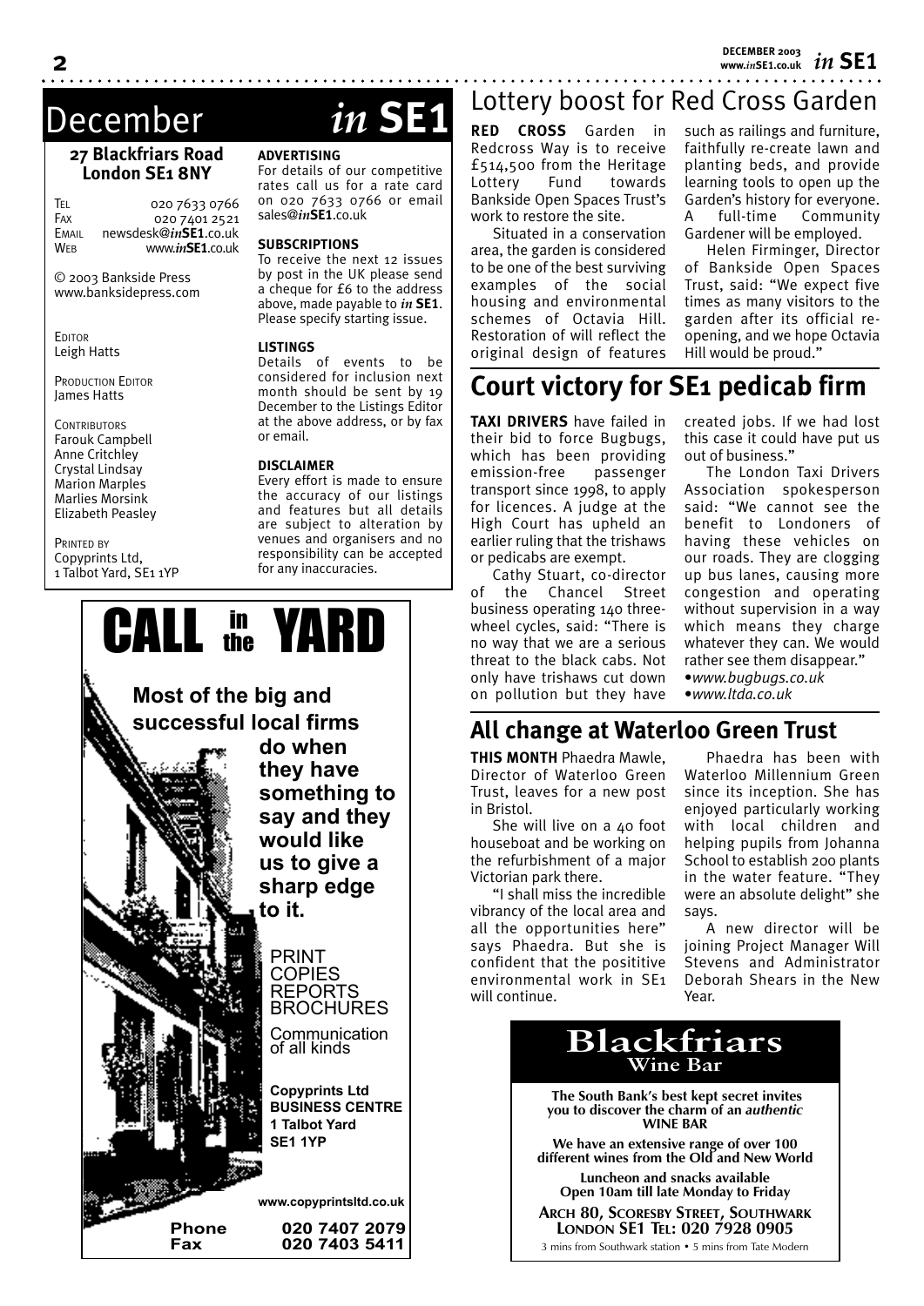# December *in* SE1

**27 Blackfriars Road**
**London SE1 8NY**

TEL 020 7633 0766
FAX 020 7401 2521
EMAIL newsdesk@*in***SE1**.co.uk
WEB www.*in***SE1**.co.uk

© 2003 Bankside Press
www.banksidepress.com

EDITOR
Leigh Hatts

PRODUCTION EDITOR
James Hatts

CONTRIBUTORS
Farouk Campbell
Anne Critchley
Crystal Lindsay
Marion Marples
Marlies Morsink
Elizabeth Peasley

PRINTED BY
Copyprints Ltd,
1 Talbot Yard, SE1 1YP

**ADVERTISING**
For details of our competitive rates call us for a rate card on 020 7633 0766 or email sales@*in***SE1**.co.uk

**SUBSCRIPTIONS**
To receive the next 12 issues by post in the UK please send a cheque for £6 to the address above, made payable to *in* **SE1**. Please specify starting issue.

**LISTINGS**
Details of events to be considered for inclusion next month should be sent by 19 December to the Listings Editor at the above address, or by fax or email.

**DISCLAIMER**
Every effort is made to ensure the accuracy of our listings and features but all details are subject to alteration by venues and organisers and no responsibility can be accepted for any inaccuracies.

CALL in the YARD

**Most of the big and successful local firms do when they have something to say and they would like us to give a sharp edge to it.**

PRINT
COPIES
REPORTS
BROCHURES

Communication of all kinds

**Copyprints Ltd**
**BUSINESS CENTRE**
**1 Talbot Yard**
**SE1 1YP**

**www.copyprintsltd.co.uk**

**Phone 020 7407 2079**
**Fax 020 7403 5411**

## Lottery boost for Red Cross Garden

**RED CROSS** Garden in Redcross Way is to receive £514,500 from the Heritage Lottery Fund towards Bankside Open Spaces Trust's work to restore the site.

Situated in a conservation area, the garden is considered to be one of the best surviving examples of the social housing and environmental schemes of Octavia Hill. Restoration of will reflect the original design of features such as railings and furniture, faithfully re-create lawn and planting beds, and provide learning tools to open up the Garden's history for everyone. A full-time Community Gardener will be employed.

Helen Firminger, Director of Bankside Open Spaces Trust, said: "We expect five times as many visitors to the garden after its official re-opening, and we hope Octavia Hill would be proud."

## Court victory for SE1 pedicab firm

**TAXI DRIVERS** have failed in their bid to force Bugbugs, which has been providing emission-free passenger transport since 1998, to apply for licences. A judge at the High Court has upheld an earlier ruling that the trishaws or pedicabs are exempt.

Cathy Stuart, co-director of the Chancel Street business operating 140 three-wheel cycles, said: "There is no way that we are a serious threat to the black cabs. Not only have trishaws cut down on pollution but they have created jobs. If we had lost this case it could have put us out of business."

The London Taxi Drivers Association spokesperson said: "We cannot see the benefit to Londoners of having these vehicles on our roads. They are clogging up bus lanes, causing more congestion and operating without supervision in a way which means they charge whatever they can. We would rather see them disappear."

•*www.bugbugs.co.uk*
•*www.ltda.co.uk*

## All change at Waterloo Green Trust

**THIS MONTH** Phaedra Mawle, Director of Waterloo Green Trust, leaves for a new post in Bristol.

She will live on a 40 foot houseboat and be working on the refurbishment of a major Victorian park there.

"I shall miss the incredible vibrancy of the local area and all the opportunities here" says Phaedra. But she is confident that the posititive environmental work in SE1 will continue.

Phaedra has been with Waterloo Millennium Green since its inception. She has enjoyed particularly working with local children and helping pupils from Johanna School to establish 200 plants in the water feature. "They were an absolute delight" she says.

A new director will be joining Project Manager Will Stevens and Administrator Deborah Shears in the New Year.

**Blackfriars**
**Wine Bar**

**The South Bank's best kept secret invites you to discover the charm of an *authentic* WINE BAR**

**We have an extensive range of over 100 different wines from the Old and New World**

**Luncheon and snacks available**
**Open 10am till late Monday to Friday**

**ARCH 80, SCORESBY STREET, SOUTHWARK**
**LONDON SE1 TEL: 020 7928 0905**

3 mins from Southwark station • 5 mins from Tate Modern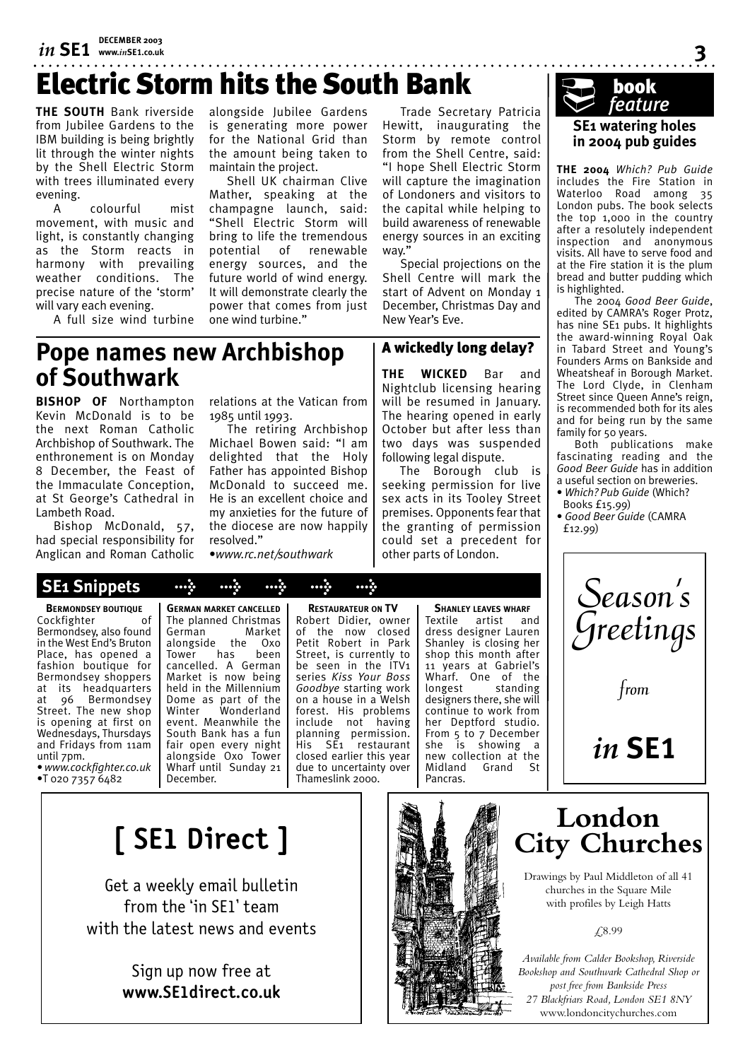# Electric Storm hits the South Bank

**THE SOUTH** Bank riverside from Jubilee Gardens to the IBM building is being brightly lit through the winter nights by the Shell Electric Storm with trees illuminated every evening.

A colourful mist movement, with music and light, is constantly changing as the Storm reacts in harmony with prevailing weather conditions. The precise nature of the 'storm' will vary each evening.

A full size wind turbine alongside Jubilee Gardens is generating more power for the National Grid than the amount being taken to maintain the project.

Shell UK chairman Clive Mather, speaking at the champagne launch, said: "Shell Electric Storm will bring to life the tremendous potential of renewable energy sources, and the future world of wind energy. It will demonstrate clearly the power that comes from just one wind turbine."

Trade Secretary Patricia Hewitt, inaugurating the Storm by remote control from the Shell Centre, said: "I hope Shell Electric Storm will capture the imagination of Londoners and visitors to the capital while helping to build awareness of renewable energy sources in an exciting way."

Special projections on the Shell Centre will mark the start of Advent on Monday 1 December, Christmas Day and New Year's Eve.

## Pope names new Archbishop of Southwark

**BISHOP OF** Northampton Kevin McDonald is to be the next Roman Catholic Archbishop of Southwark. The enthronement is on Monday 8 December, the Feast of the Immaculate Conception, at St George's Cathedral in Lambeth Road.

Bishop McDonald, 57, had special responsibility for Anglican and Roman Catholic relations at the Vatican from 1985 until 1993.

The retiring Archbishop Michael Bowen said: "I am delighted that the Holy Father has appointed Bishop McDonald to succeed me. He is an excellent choice and my anxieties for the future of the diocese are now happily resolved."

•*www.rc.net/southwark*

## A wickedly long delay?

**THE WICKED** Bar and Nightclub licensing hearing will be resumed in January. The hearing opened in early October but after less than two days was suspended following legal dispute.

The Borough club is seeking permission for live sex acts in its Tooley Street premises. Opponents fear that the granting of permission could set a precedent for other parts of London.

## book feature

### SE1 watering holes in 2004 pub guides

**THE 2004** *Which? Pub Guide* includes the Fire Station in Waterloo Road among 35 London pubs. The book selects the top 1,000 in the country after a resolutely independent inspection and anonymous visits. All have to serve food and at the Fire station it is the plum bread and butter pudding which is highlighted.

The 2004 *Good Beer Guide*, edited by CAMRA's Roger Protz, has nine SE1 pubs. It highlights the award-winning Royal Oak in Tabard Street and Young's Founders Arms on Bankside and Wheatsheaf in Borough Market. The Lord Clyde, in Clenham Street since Queen Anne's reign, is recommended both for its ales and for being run by the same family for 50 years.

Both publications make fascinating reading and the *Good Beer Guide* has in addition a useful section on breweries.

- *Which? Pub Guide* (Which? Books £15.99)
- *Good Beer Guide* (CAMRA £12.99)

## SE1 Snippets

**BERMONDSEY BOUTIQUE**
Cockfighter of Bermondsey, also found in the West End's Bruton Place, has opened a fashion boutique for Bermondsey shoppers at its headquarters at 96 Bermondsey Street. The new shop is opening at first on Wednesdays, Thursdays and Fridays from 11am until 7pm.
• *www.cockfighter.co.uk*
•T 020 7357 6482

**GERMAN MARKET CANCELLED**
The planned Christmas German Market alongside the Oxo Tower has been cancelled. A German Market is now being held in the Millennium Dome as part of the Winter Wonderland event. Meanwhile the South Bank has a fun fair open every night alongside Oxo Tower Wharf until Sunday 21 December.

**RESTAURATEUR ON TV**
Robert Didier, owner of the now closed Petit Robert in Park Street, is currently to be seen in the ITV1 series *Kiss Your Boss Goodbye* starting work on a house in a Welsh forest. His problems include not having planning permission. His SE1 restaurant closed earlier this year due to uncertainty over Thameslink 2000.

**SHANLEY LEAVES WHARF**
Textile artist and dress designer Lauren Shanley is closing her shop this month after 11 years at Gabriel's Wharf. One of the longest standing designers there, she will continue to work from her Deptford studio. From 5 to 7 December she is showing a new collection at the Midland Grand St Pancras.

*Season's Greetings*

*from*

*in* **SE1**

## [ SE1 Direct ]

Get a weekly email bulletin from the 'in SE1' team with the latest news and events

Sign up now free at
**www.SE1direct.co.uk**

## London City Churches

Drawings by Paul Middleton of all 41 churches in the Square Mile with profiles by Leigh Hatts

£8.99

*Available from Calder Bookshop, Riverside Bookshop and Southwark Cathedral Shop or post free from Bankside Press 27 Blackfriars Road, London SE1 8NY*
www.londoncitychurches.com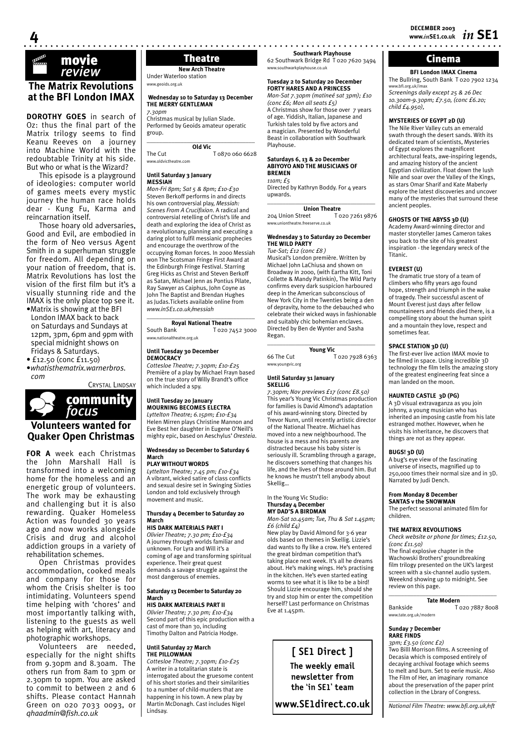## movie *review*

### The Matrix Revolutions at the BFI London IMAX

**DOROTHY GOES** in search of Oz: thus the final part of the Matrix trilogy seems to find Keanu Reeves on a journey into Machine World with the redoubtable Trinity at his side. But who or what is the Wizard?

This episode is a playground of ideologies: computer world of games meets every mystic journey the human race holds dear - Kung Fu, Karma and reincarnation itself.

Those hoary old adversaries, Good and Evil, are embodied in the form of Neo versus Agent Smith in a superhuman struggle for freedom. All depending on your nation of freedom, that is. Matrix Revolutions has lost the vision of the first film but it's a visually stunning ride and the IMAX is the only place top see it.

- Matrix is showing at the BFI London IMAX back to back on Saturdays and Sundays at 12pm, 3pm, 6pm and 9pm with special midnight shows on Fridays & Saturdays.
- £12.50 (conc £11.50)
- *whatisthematrix.warnerbros.com*

CRYSTAL LINDSAY

## community *focus*

### Volunteers wanted for Quaker Open Christmas

**FOR A** week each Christmas the John Marshall Hall is transformed into a welcoming home for the homeless and an energetic group of volunteers. The work may be exhausting and challenging but it is also rewarding. Quaker Homeless Action was founded 30 years ago and now works alongside Crisis and drug and alcohol addiction groups in a variety of rehabilitation schemes.

Open Christmas provides accommodation, cooked meals and company for those for whom the Crisis shelter is too intimidating. Volunteers spend time helping with 'chores' and most importantly talking with, listening to the guests as well as helping with art, literacy and photographic workshops.

Volunteers are needed, especially for the night shifts from 9.30pm and 8.30am. The others run from 8am to 3pm or 2.30pm to 10pm. You are asked to commit to between 2 and 6 shifts. Please contact Hannah Green on 020 7033 0093, or *qhaadmin@fish.co.uk*

## Theatre

### New Arch Theatre

Under Waterloo station
www.geoids.org.uk

**Wednesday 10 to Saturday 13 December**
**THE MERRY GENTLEMAN**
*7.30pm*
Christmas musical by Julian Slade. Performed by Geoids amateur operatic group.

### Old Vic

The Cut T 0870 060 6628
www.oldvictheatre.com

**Until Saturday 3 January**
**MESSIAH**
*Mon-Fri 8pm; Sat 5 & 8pm; £10-£30*
Steven Berkoff performs in and directs his own controversial play, *Messiah: Scenes From A Crucifixion*. A radical and controversial retelling of Christ's life and death and exploring the idea of Christ as a revolutionary, planning and executing a daring plot to fulfil messianic prophecies and encourage the overthrow of the occupying Roman forces. In 2000 Messiah won The Scotsman Fringe First Award at the Edinburgh Fringe Festival. Starring Greg Hicks as Christ and Steven Berkoff as Satan, Michael Jenn as Pontius Pilate, Ray Sawyer as Caiphus, John Coyne as John The Baptist and Brendan Hughes as Judas.Tickets available online from *www.inSE1.co.uk/messiah*

### Royal National Theatre

South Bank T 020 7452 3000
www.nationaltheatre.org.uk

**Until Tuesday 30 December**
**DEMOCRACY**
*Cottesloe Theatre; 7.30pm; £10-£25*
Première of a play by Michael Frayn based on the true story of Willy Brandt's office which included a spy.

**Until Tuesday 20 January**
**MOURNING BECOMES ELECTRA**
*Lyttelton Theatre; 6.15pm; £10-£34*
Helen Mirren plays Christine Mannon and Eve Best her daughter in Eugene O'Neill's mighty epic, based on Aeschylus' *Oresteia*.

**Wednesday 10 December to Saturday 6 March**
**PLAY WITHOUT WORDS**
*Lyttelton Theatre; 7.45 pm; £10-£34*
A vibrant, wicked satire of class conflicts and sexual desire set in Swinging Sixties London and told exclusively through movement and music.

**Thursday 4 December to Saturday 20 March**
**HIS DARK MATERIALS PART I**
*Olivier Theatre; 7.30 pm; £10-£34*
A journey through worlds familiar and unknown. For Lyra and Will it's a coming of age and transforming spiritual experience. Their great quest demands a savage struggle against the most dangerous of enemies.

**Saturday 13 December to Saturday 20 March**
**HIS DARK MATERIALS PART II**
*Olivier Theatre; 7.30 pm; £10-£34*
Second part of this epic production with a cast of more than 30, including Timothy Dalton and Patricia Hodge.

**Until Saturday 27 March**
**THE PILLOWMAN**
*Cottesloe Theatre; 7.30pm; £10-£25*
A writer in a totalitarian state is interrogated about the gruesome content of his short stories and their similarities to a number of child-murders that are happening in his town. A new play by Martin McDonagh. Cast includes Nigel Lindsay.

### Southwark Playhouse

62 Southwark Bridge Rd T 020 7620 3494
www.southwarkplayhouse.co.uk

**Tuesday 2 to Saturday 20 December**
**FORTY HARES AND A PRINCESS**
*Mon-Sat 7.30pm (matineé sat 3pm); £10 (conc £6; Mon all seats £5)*
A Christmas show for those over 7 years of age. Yiddish, Italian, Japanese and Turkish tales told by five actors and a magician. Presented by Wonderful Beast in collaboration with Southwark Playhouse.

**Saturdays 6, 13 & 20 December**
**ABIYOYO AND THE MUSICIANS OF BREMEN**
*11am; £5*
Directed by Kathryn Boddy. For 4 years upwards.

### Union Theatre

204 Union Street T 020 7261 9876
www.uniontheatre.freeserve.co.uk

**Wednesday 3 to Saturday 20 December**
**THE WILD PARTY**
*Tue-Sat; £12 (conc £8 )*
Musical's London première. Written by Michael John LaChiusa and shown on Broadway in 2000, (with Eartha Kitt, Toni Collette & Mandy Patinkin), The Wild Party confirms every dark suspicion harboured deep in the American subconscious of New York City in the Twenties being a den of depravity, home to the debauched who celebrate their wicked ways in fashionable and suitably chic bohemian enclaves. Directed by Ben de Wynter and Sasha Regan.

### Young Vic

66 The Cut T 020 7928 6363
www.youngvic.org

**Until Saturday 31 January**
**SKELLIG**
*7.30pm; Nov previews £17 (conc £8.50)*
This year's Young Vic Christmas production for families is David Almond's adaptation of his award-winning story. Directed by Trevor Nunn, until recently artistic director of the National Theatre. Michael has moved into a new neighbourhood. The house is a mess and his parents are distracted because his baby sister is seriously ill. Scrambling through a garage, he discovers something that changes his life, and the lives of those around him. But he knows he mustn't tell anybody about Skellig...

In the Young Vic Studio:
**Thursday 4 December**
**MY DAD'S A BIRDMAN**
*Mon-Sat 10.45am; Tue, Thu & Sat 1.45pm; £6 (child £4)*
New play by David Almond for 3-6 year olds based on themes in Skellig. Lizzie's dad wants to fly like a crow. He's entered the great birdman competition that's taking place next week. It's all he dreams about. He's making wings. He's practising in the kitchen. He's even started eating worms to see what it is like to be a bird! Should Lizzie encourage him, should she try and stop him or enter the competition herself? Last performance on Christmas Eve at 1.45pm.

**[ SE1 Direct ]**
**The weekly email newsletter from the 'in SE1' team**
**www.SE1direct.co.uk**

## Cinema

### BFI London IMAX Cinema

The Bullring, South Bank T 020 7902 1234
www.bfi.org.uk/imax
*Screenings daily except 25 & 26 Dec 10.30am-9.30pm; £7.50, (conc £6.20; child £4.950),*

**MYSTERIES OF EGYPT 2D (U)**
The Nile River Valley cuts an emerald swath through the desert sands. With its dedicated team of scientists, Mysteries of Egypt explores the magnificent architectural feats, awe-inspiring legends, and amazing history of the ancient Egyptian civilization. Float down the lush Nile and soar over the Valley of the Kings, as stars Omar Sharif and Kate Maberly explore the latest discoveries and uncover many of the mysteries that surround these ancient peoples.

**GHOSTS OF THE ABYSS 3D (U)**
Academy Award-winning director and master storyteller James Cameron takes you back to the site of his greatest inspiration - the legendary wreck of the Titanic.

**EVEREST (U)**
The dramatic true story of a team of climbers who fifty years ago found hope, strength and triumph in the wake of tragedy. Their successful ascent of Mount Everest just days after fellow mountaineers and friends died there, is a compelling story about the human spirit and a mountain they love, respect and sometimes fear.

**SPACE STATION 3D (U)**
The first-ever live action IMAX movie to be filmed in space. Using incredible 3D technology the film tells the amazing story of the greatest engineering feat since a man landed on the moon.

**HAUNTED CASTLE 3D (PG)**
A 3D visual extravaganza as you join Johnny, a young musician who has inherited an imposing castle from his late estranged mother. However, when he visits his inheritance, he discovers that things are not as they appear.

**BUGS! 3D (U)**
A bug's eye view of the fascinating universe of insects, magnified up to 250,000 times their normal size and in 3D. Narrated by Judi Dench.

**From Monday 8 December**
**SANTAS v the SNOWMAN**
The perfect seasonal animated film for children.

**THE MATRIX REVOLUTIONS**
*Check website or phone for times; £12.50, (conc £11.50)*
The final explosive chapter in the Wachowski Brothers' groundbreaking film trilogy presented on the UK's largest screen with a six-channel audio system. Weeeknd showing up to midnight. See review on this page.

### Tate Modern

Bankside T 020 7887 8008
www.tate.org.uk/modern

**Sunday 7 December**
**RARE FINDS**
*3pm; £3.50 (conc £2)*
Two Billl Morrison films. A screening of Decasia which is composed entirely of decaying archival footage which seems to melt and burn. Set to eerie music. Also The Film of Her, an imaginary romance about the preservation of the paper print collection in the Lbrary of Congress.

*National Film Theatre: www.bfi.org.uk/nft*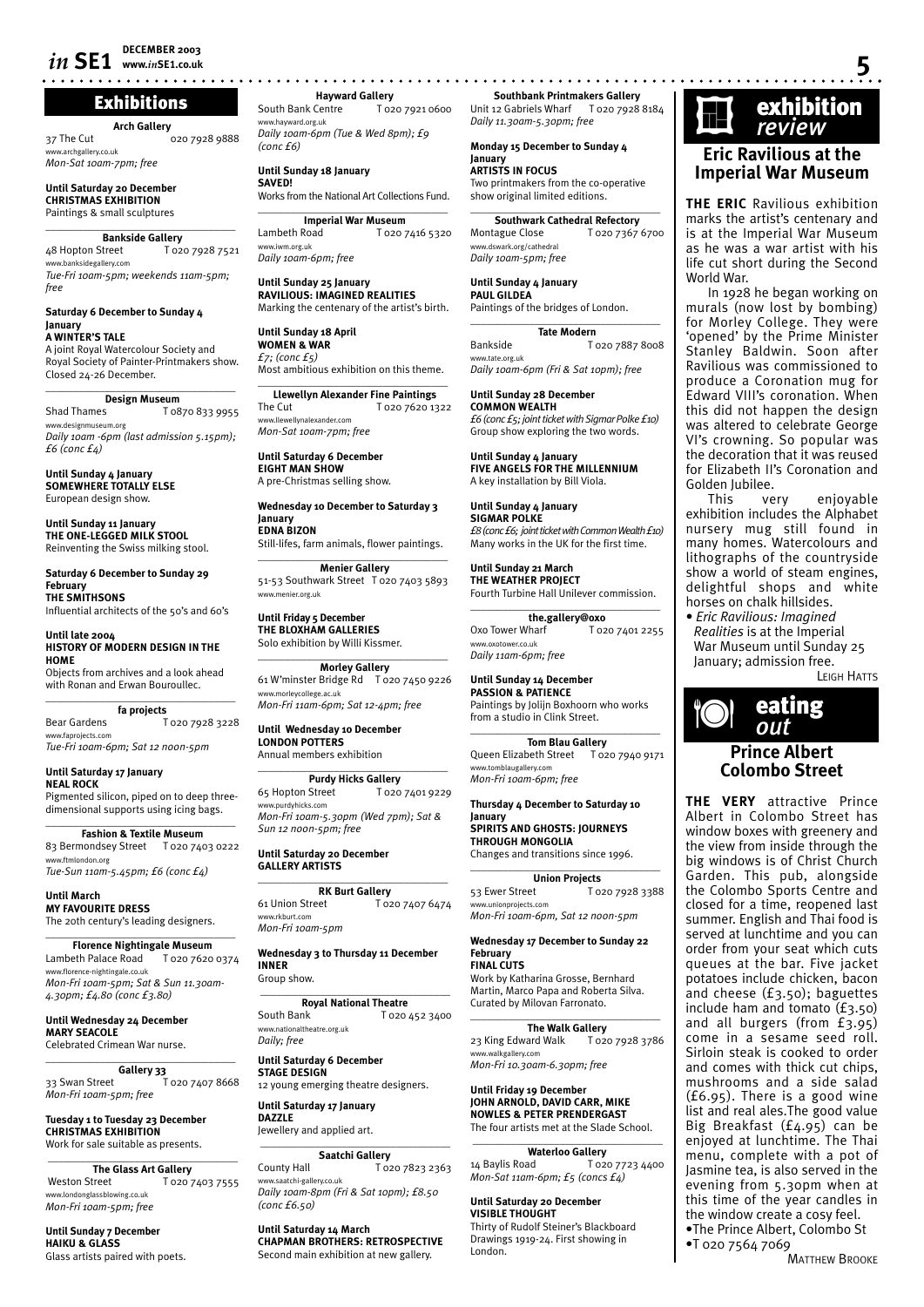# Exhibitions

**Arch Gallery**
37 The Cut 020 7928 9888
www.archgallery.co.uk
*Mon-Sat 10am-7pm; free*

**Until Saturday 20 December**
**CHRISTMAS EXHIBITION**
Paintings & small sculptures

**Bankside Gallery**
48 Hopton Street T 020 7928 7521
www.banksidegallery.com
*Tue-Fri 10am-5pm; weekends 11am-5pm; free*

**Saturday 6 December to Sunday 4 January**
**A WINTER'S TALE**
A joint Royal Watercolour Society and Royal Society of Painter-Printmakers show. Closed 24-26 December.

**Design Museum**
Shad Thames T 0870 833 9955
www.designmuseum.org
*Daily 10am -6pm (last admission 5.15pm); £6 (conc £4)*

**Until Sunday 4 January**
**SOMEWHERE TOTALLY ELSE**
European design show.

**Until Sunday 11 January**
**THE ONE-LEGGED MILK STOOL**
Reinventing the Swiss milking stool.

**Saturday 6 December to Sunday 29 February**
**THE SMITHSONS**
Influential architects of the 50's and 60's

**Until late 2004**
**HISTORY OF MODERN DESIGN IN THE HOME**
Objects from archives and a look ahead with Ronan and Erwan Bouroullec.

**fa projects**
Bear Gardens T 020 7928 3228
www.faprojects.com
*Tue-Fri 10am-6pm; Sat 12 noon-5pm*

**Until Saturday 17 January**
**NEAL ROCK**
Pigmented silicon, piped on to deep three-dimensional supports using icing bags.

**Fashion & Textile Museum**
83 Bermondsey Street T 020 7403 0222
www.ftmlondon.org
*Tue-Sun 11am-5.45pm; £6 (conc £4)*

**Until March**
**MY FAVOURITE DRESS**
The 20th century's leading designers.

**Florence Nightingale Museum**
Lambeth Palace Road T 020 7620 0374
www.florence-nightingale.co.uk
*Mon-Fri 10am-5pm; Sat & Sun 11.30am-4.30pm; £4.80 (conc £3.80)*

**Until Wednesday 24 December**
**MARY SEACOLE**
Celebrated Crimean War nurse.

**Gallery 33**
33 Swan Street T 020 7407 8668
*Mon-Fri 10am-5pm; free*

**Tuesday 1 to Tuesday 23 December**
**CHRISTMAS EXHIBITION**
Work for sale suitable as presents.

**The Glass Art Gallery**
Weston Street T 020 7403 7555
www.londonglassblowing.co.uk
*Mon-Fri 10am-5pm; free*

**Until Sunday 7 December**
**HAIKU & GLASS**
Glass artists paired with poets.

**Hayward Gallery**
South Bank Centre T 020 7921 0600
www.hayward.org.uk
*Daily 10am-6pm (Tue & Wed 8pm); £9 (conc £6)*

**Until Sunday 18 January**
**SAVED!**
Works from the National Art Collections Fund.

**Imperial War Museum**
Lambeth Road T 020 7416 5320
www.iwm.org.uk
*Daily 10am-6pm; free*

**Until Sunday 25 January**
**RAVILIOUS: IMAGINED REALITIES**
Marking the centenary of the artist's birth.

**Until Sunday 18 April**
**WOMEN & WAR**
*£7; (conc £5)*
Most ambitious exhibition on this theme.

**Llewellyn Alexander Fine Paintings**
The Cut T 020 7620 1322
www.llewellynalexander.com
*Mon-Sat 10am-7pm; free*

**Until Saturday 6 December**
**EIGHT MAN SHOW**
A pre-Christmas selling show.

**Wednesday 10 December to Saturday 3 January**
**EDNA BIZON**
Still-lifes, farm animals, flower paintings.

**Menier Gallery**
51-53 Southwark Street T 020 7403 5893
www.menier.org.uk

**Until Friday 5 December**
**THE BLOXHAM GALLERIES**
Solo exhibition by Willi Kissmer.

**Morley Gallery**
61 W'minster Bridge Rd T 020 7450 9226
www.morleycollege.ac.uk
*Mon-Fri 11am-6pm; Sat 12-4pm; free*

**Until Wednesday 10 December**
**LONDON POTTERS**
Annual members exhibition

**Purdy Hicks Gallery**
65 Hopton Street T 020 7401 9229
www.purdyhicks.com
*Mon-Fri 10am-5.30pm (Wed 7pm); Sat & Sun 12 noon-5pm; free*

**Until Saturday 20 December**
**GALLERY ARTISTS**

**RK Burt Gallery**
61 Union Street T 020 7407 6474
www.rkburt.com
*Mon-Fri 10am-5pm*

**Wednesday 3 to Thursday 11 December**
**INNER**
Group show.

**Royal National Theatre**
South Bank T 020 452 3400
www.nationaltheatre.org.uk
*Daily; free*

**Until Saturday 6 December**
**STAGE DESIGN**
12 young emerging theatre designers.

**Until Saturday 17 January**
**DAZZLE**
Jewellery and applied art.

**Saatchi Gallery**
County Hall T 020 7823 2363
www.saatchi-gallery.co.uk
*Daily 10am-8pm (Fri & Sat 10pm); £8.50 (conc £6.50)*

**Until Saturday 14 March**
**CHAPMAN BROTHERS: RETROSPECTIVE**
Second main exhibition at new gallery.

**Southbank Printmakers Gallery**
Unit 12 Gabriels Wharf T 020 7928 8184
*Daily 11.30am-5.30pm; free*

**Monday 15 December to Sunday 4 January**
**ARTISTS IN FOCUS**
Two printmakers from the co-operative show original limited editions.

**Southwark Cathedral Refectory**
Montague Close T 020 7367 6700
www.dswark.org/cathedral
*Daily 10am-5pm; free*

**Until Sunday 4 January**
**PAUL GILDEA**
Paintings of the bridges of London.

**Tate Modern**
Bankside T 020 7887 8008
www.tate.org.uk
*Daily 10am-6pm (Fri & Sat 10pm); free*

**Until Sunday 28 December**
**COMMON WEALTH**
*£6 (conc £5; joint ticket with Sigmar Polke £10)*
Group show exploring the two words.

**Until Sunday 4 January**
**FIVE ANGELS FOR THE MILLENNIUM**
A key installation by Bill Viola.

**Until Sunday 4 January**
**SIGMAR POLKE**
*£8 (conc £6; joint ticket with Common Wealth £10)*
Many works in the UK for the first time.

**Until Sunday 21 March**
**THE WEATHER PROJECT**
Fourth Turbine Hall Unilever commission.

**the.gallery@oxo**
Oxo Tower Wharf T 020 7401 2255
www.oxotower.co.uk
*Daily 11am-6pm; free*

**Until Sunday 14 December**
**PASSION & PATIENCE**
Paintings by Jolijn Boxhoorn who works from a studio in Clink Street.

**Tom Blau Gallery**
Queen Elizabeth Street T 020 7940 9171
www.tomblaugallery.com
*Mon-Fri 10am-6pm; free*

**Thursday 4 December to Saturday 10 January**
**SPIRITS AND GHOSTS: JOURNEYS THROUGH MONGOLIA**
Changes and transitions since 1996.

**Union Projects**
53 Ewer Street T 020 7928 3388
www.unionprojects.com
*Mon-Fri 10am-6pm, Sat 12 noon-5pm*

**Wednesday 17 December to Sunday 22 February**
**FINAL CUTS**
Work by Katharina Grosse, Bernhard Martin, Marco Papa and Roberta Silva. Curated by Milovan Farronato.

**The Walk Gallery**
23 King Edward Walk T 020 7928 3786
www.walkgallery.com
*Mon-Fri 10.30am-6.30pm; free*

**Until Friday 19 December**
**JOHN ARNOLD, DAVID CARR, MIKE NOWLES & PETER PRENDERGAST**
The four artists met at the Slade School.

**Waterloo Gallery**
14 Baylis Road T 020 7723 4400
*Mon-Sat 11am-6pm; £5 (concs £4)*

**Until Saturday 20 December**
**VISIBLE THOUGHT**
Thirty of Rudolf Steiner's Blackboard Drawings 1919-24. First showing in London.

# exhibition *review*

## Eric Ravilious at the Imperial War Museum

**THE ERIC** Ravilious exhibition marks the artist's centenary and is at the Imperial War Museum as he was a war artist with his life cut short during the Second World War.

In 1928 he began working on murals (now lost by bombing) for Morley College. They were 'opened' by the Prime Minister Stanley Baldwin. Soon after Ravilious was commissioned to produce a Coronation mug for Edward VIII's coronation. When this did not happen the design was altered to celebrate George VI's crowning. So popular was the decoration that it was reused for Elizabeth II's Coronation and Golden Jubilee.

This very enjoyable exhibition includes the Alphabet nursery mug still found in many homes. Watercolours and lithographs of the countryside show a world of steam engines, delightful shops and white horses on chalk hillsides.

• *Eric Ravilious: Imagined Realities* is at the Imperial War Museum until Sunday 25 January; admission free.

LEIGH HATTS

# eating *out*

## Prince Albert Colombo Street

**THE VERY** attractive Prince Albert in Colombo Street has window boxes with greenery and the view from inside through the big windows is of Christ Church Garden. This pub, alongside the Colombo Sports Centre and closed for a time, reopened last summer. English and Thai food is served at lunchtime and you can order from your seat which cuts queues at the bar. Five jacket potatoes include chicken, bacon and cheese (£3.50); baguettes include ham and tomato (£3.50) and all burgers (from £3.95) come in a sesame seed roll. Sirloin steak is cooked to order and comes with thick cut chips, mushrooms and a side salad (£6.95). There is a good wine list and real ales.The good value Big Breakfast (£4.95) can be enjoyed at lunchtime. The Thai menu, complete with a pot of Jasmine tea, is also served in the evening from 5.30pm when at this time of the year candles in the window create a cosy feel.

•The Prince Albert, Colombo St
•T 020 7564 7069

MATTHEW BROOKE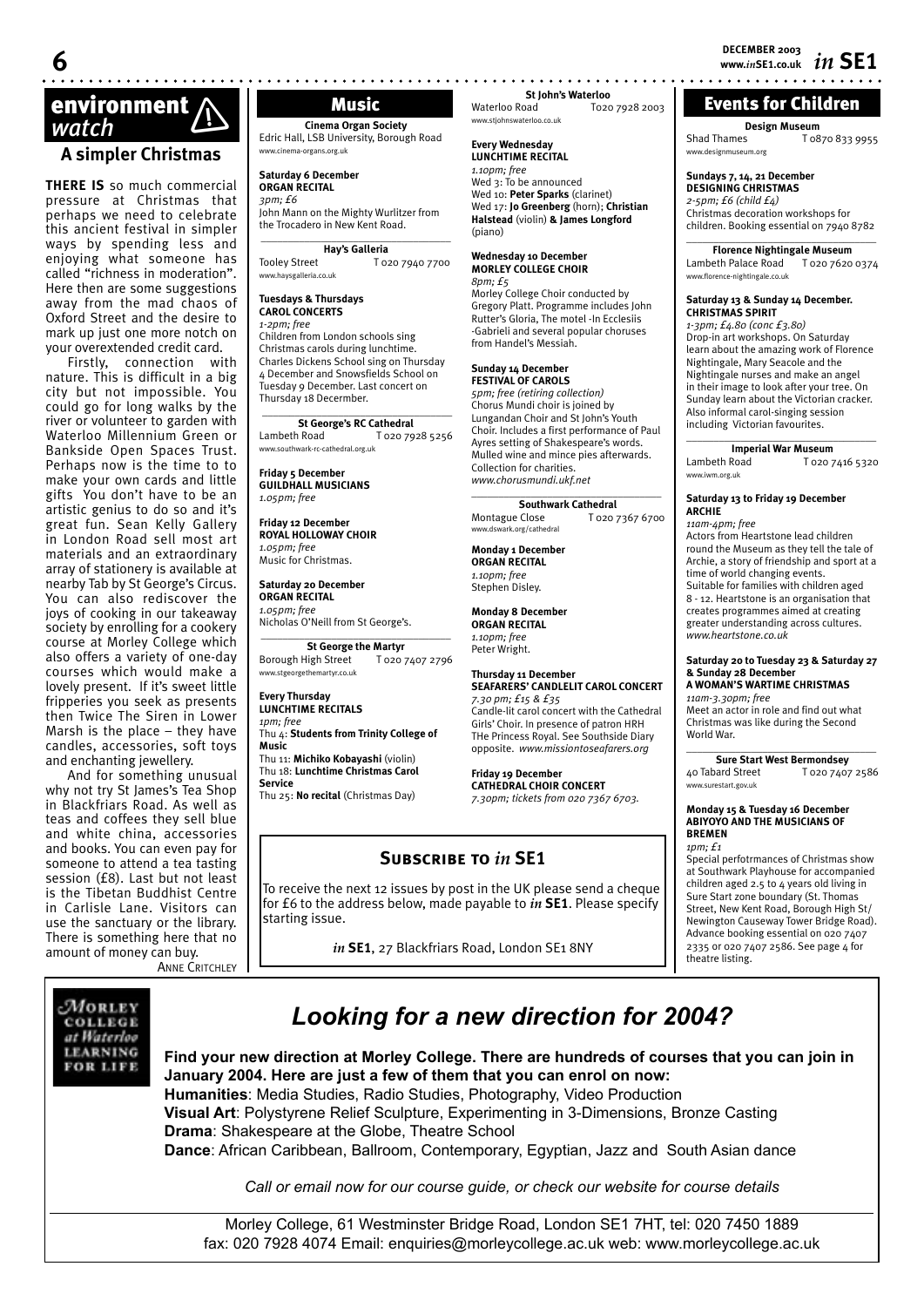# environment watch

## A simpler Christmas

**THERE IS** so much commercial pressure at Christmas that perhaps we need to celebrate this ancient festival in simpler ways by spending less and enjoying what someone has called "richness in moderation". Here then are some suggestions away from the mad chaos of Oxford Street and the desire to mark up just one more notch on your overextended credit card.

Firstly, connection with nature. This is difficult in a big city but not impossible. You could go for long walks by the river or volunteer to garden with Waterloo Millennium Green or Bankside Open Spaces Trust. Perhaps now is the time to to make your own cards and little gifts You don't have to be an artistic genius to do so and it's great fun. Sean Kelly Gallery in London Road sell most art materials and an extraordinary array of stationery is available at nearby Tab by St George's Circus. You can also rediscover the joys of cooking in our takeaway society by enrolling for a cookery course at Morley College which also offers a variety of one-day courses which would make a lovely present. If it's sweet little fripperies you seek as presents then Twice The Siren in Lower Marsh is the place – they have candles, accessories, soft toys and enchanting jewellery.

And for something unusual why not try St James's Tea Shop in Blackfriars Road. As well as teas and coffees they sell blue and white china, accessories and books. You can even pay for someone to attend a tea tasting session (£8). Last but not least is the Tibetan Buddhist Centre in Carlisle Lane. Visitors can use the sanctuary or the library. There is something here that no amount of money can buy.

ANNE CRITCHLEY

# Music

**Cinema Organ Society**
Edric Hall, LSB University, Borough Road
www.cinema-organs.org.uk

**Saturday 6 December**
**ORGAN RECITAL**
*3pm; £6*
John Mann on the Mighty Wurlitzer from the Trocadero in New Kent Road.

**Hay's Galleria**
Tooley Street T 020 7940 7700
www.haysgalleria.co.uk

**Tuesdays & Thursdays**
**CAROL CONCERTS**
*1-2pm; free*
Children from London schools sing Christmas carols during lunchtime. Charles Dickens School sing on Thursday 4 December and Snowsfields School on Tuesday 9 December. Last concert on Thursday 18 Decermber.

**St George's RC Cathedral**
Lambeth Road T 020 7928 5256
www.southwark-rc-cathedral.org.uk

**Friday 5 December**
**GUILDHALL MUSICIANS**
*1.05pm; free*

**Friday 12 December**
**ROYAL HOLLOWAY CHOIR**
*1.05pm; free*
Music for Christmas.

**Saturday 20 December**
**ORGAN RECITAL**
*1.05pm; free*
Nicholas O'Neill from St George's.

**St George the Martyr**
Borough High Street T 020 7407 2796
www.stgeorgethemartyr.co.uk

**Every Thursday**
**LUNCHTIME RECITALS**
*1pm; free*
Thu 4: **Students from Trinity College of Music**
Thu 11: **Michiko Kobayashi** (violin)
Thu 18: **Lunchtime Christmas Carol Service**
Thu 25: **No recital** (Christmas Day)

**St John's Waterloo**
Waterloo Road T020 7928 2003
www.stjohnswaterloo.co.uk

**Every Wednesday**
**LUNCHTIME RECITAL**
*1.10pm; free*
Wed 3: To be announced
Wed 10: **Peter Sparks** (clarinet)
Wed 17: **Jo Greenberg** (horn); **Christian Halstead** (violin) **& James Longford** (piano)

**Wednesday 10 December**
**MORLEY COLLEGE CHOIR**
*8pm; £5*
Morley College Choir conducted by Gregory Platt. Programme includes John Rutter's Gloria, The motel -In Ecclesiis -Gabrieli and several popular choruses from Handel's Messiah.

**Sunday 14 December**
**FESTIVAL OF CAROLS**
*5pm; free (retiring collection)*
Chorus Mundi choir is joined by Lungandan Choir and St John's Youth Choir. Includes a first performance of Paul Ayres setting of Shakespeare's words. Mulled wine and mince pies afterwards. Collection for charities.
*www.chorusmundi.ukf.net*

**Southwark Cathedral**
Montague Close T 020 7367 6700
www.dswark.org/cathedral

**Monday 1 December**
**ORGAN RECITAL**
*1.10pm; free*
Stephen Disley.

**Monday 8 December**
**ORGAN RECITAL**
*1.10pm; free*
Peter Wright.

**Thursday 11 December**
**SEAFARERS' CANDLELIT CAROL CONCERT**
*7.30 pm; £15 & £35*
Candle-lit carol concert with the Cathedral Girls' Choir. In presence of patron HRH THe Princess Royal. See Southside Diary opposite. *www.missiontoseafarers.org*

**Friday 19 December**
**CATHEDRAL CHOIR CONCERT**
*7.30pm; tickets from 020 7367 6703.*

## SUBSCRIBE TO *in* SE1

To receive the next 12 issues by post in the UK please send a cheque for £6 to the address below, made payable to *in* **SE1**. Please specify starting issue.

*in* **SE1**, 27 Blackfriars Road, London SE1 8NY

# Events for Children

**Design Museum**
Shad Thames T 0870 833 9955
www.designmuseum.org

**Sundays 7, 14, 21 December**
**DESIGNING CHRISTMAS**
*2-5pm; £6 (child £4)*
Christmas decoration workshops for children. Booking essential on 7940 8782

**Florence Nightingale Museum**
Lambeth Palace Road T 020 7620 0374
www.florence-nightingale.co.uk

**Saturday 13 & Sunday 14 December.**
**CHRISTMAS SPIRIT**
*1-3pm; £4.80 (conc £3.80)*
Drop-in art workshops. On Saturday learn about the amazing work of Florence Nightingale, Mary Seacole and the Nightingale nurses and make an angel in their image to look after your tree. On Sunday learn about the Victorian cracker. Also informal carol-singing session including Victorian favourites.

**Imperial War Museum**
Lambeth Road T 020 7416 5320
www.iwm.org.uk

**Saturday 13 to Friday 19 December**
**ARCHIE**
*11am-4pm; free*
Actors from Heartstone lead children round the Museum as they tell the tale of Archie, a story of friendship and sport at a time of world changing events. Suitable for families with children aged 8 - 12. Heartstone is an organisation that creates programmes aimed at creating greater understanding across cultures.
*www.heartstone.co.uk*

**Saturday 20 to Tuesday 23 & Saturday 27 & Sunday 28 December**
**A WOMAN'S WARTIME CHRISTMAS**
*11am-3.30pm; free*
Meet an actor in role and find out what Christmas was like during the Second World War.

**Sure Start West Bermondsey**
40 Tabard Street T 020 7407 2586
www.surestart.gov.uk

**Monday 15 & Tuesday 16 December**
**ABIYOYO AND THE MUSICIANS OF BREMEN**
*1pm; £1*
Special perfotrmances of Christmas show at Southwark Playhouse for accompanied children aged 2.5 to 4 years old living in Sure Start zone boundary (St. Thomas Street, New Kent Road, Borough High St/ Newington Causeway Tower Bridge Road). Advance booking essential on 020 7407 2335 or 020 7407 2586. See page 4 for theatre listing.

---

MORLEY COLLEGE at Waterloo LEARNING FOR LIFE

## *Looking for a new direction for 2004?*

**Find your new direction at Morley College. There are hundreds of courses that you can join in January 2004. Here are just a few of them that you can enrol on now:**
**Humanities**: Media Studies, Radio Studies, Photography, Video Production
**Visual Art**: Polystyrene Relief Sculpture, Experimenting in 3-Dimensions, Bronze Casting
**Drama**: Shakespeare at the Globe, Theatre School
**Dance**: African Caribbean, Ballroom, Contemporary, Egyptian, Jazz and South Asian dance

*Call or email now for our course guide, or check our website for course details*

Morley College, 61 Westminster Bridge Road, London SE1 7HT, tel: 020 7450 1889
fax: 020 7928 4074 Email: enquiries@morleycollege.ac.uk web: www.morleycollege.ac.uk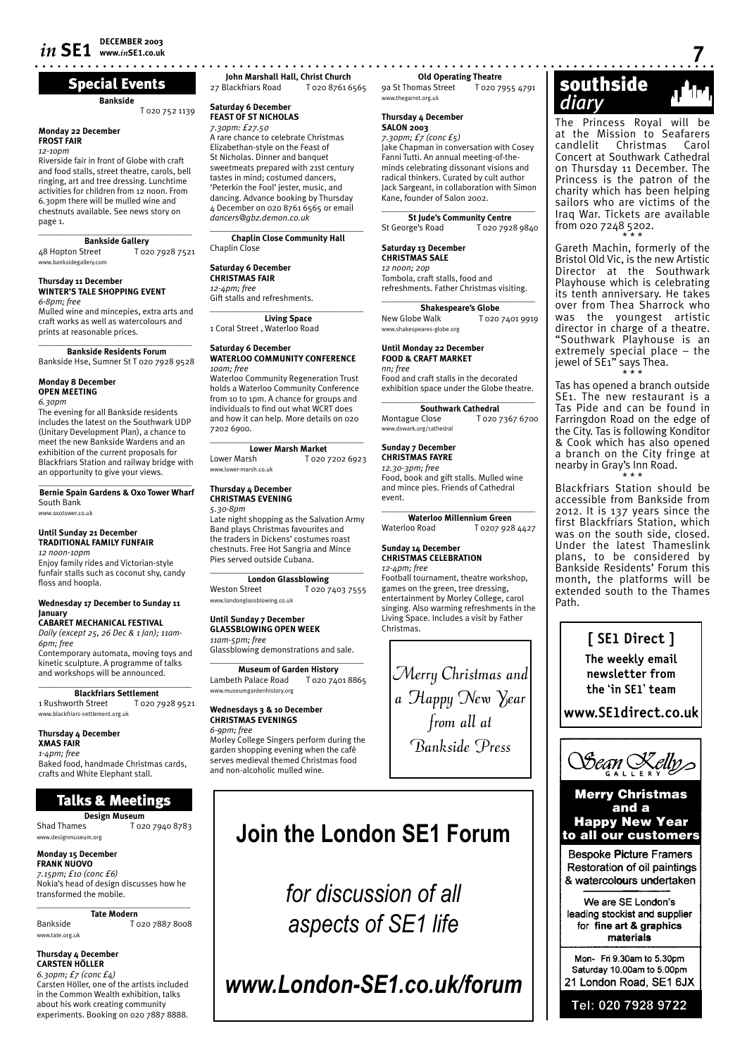## Special Events

**Bankside**
T 020 752 1139

**Monday 22 December**
**FROST FAIR**
*12-10pm*
Riverside fair in front of Globe with craft and food stalls, street theatre, carols, bell ringing, art and tree dressing. Lunchtime activities for children from 12 noon. From 6.30pm there will be mulled wine and chestnuts available. See news story on page 1.

**Bankside Gallery**
48 Hopton Street T 020 7928 7521
www.banksidegallery.com

**Thursday 11 December**
**WINTER'S TALE SHOPPING EVENT**
*6-8pm; free*
Mulled wine and mincepies, extra arts and craft works as well as watercolours and prints at reasonable prices.

**Bankside Residents Forum**
Bankside Hse, Sumner St T 020 7928 9528

**Monday 8 December**
**OPEN MEETING**
*6.30pm*
The evening for all Bankside residents includes the latest on the Southwark UDP (Unitary Development Plan), a chance to meet the new Bankside Wardens and an exhibition of the current proposals for Blackfriars Station and railway bridge with an opportunity to give your views.

**Bernie Spain Gardens & Oxo Tower Wharf**
South Bank
www.oxotower.co.uk

**Until Sunday 21 December**
**TRADITIONAL FAMILY FUNFAIR**
*12 noon-10pm*
Enjoy family rides and Victorian-style funfair stalls such as coconut shy, candy floss and hoopla.

**Wednesday 17 December to Sunday 11 January**
**CABARET MECHANICAL FESTIVAL**
*Daily (except 25, 26 Dec & 1 Jan); 11am-6pm; free*
Contemporary automata, moving toys and kinetic sculpture. A programme of talks and workshops will be announced.

**Blackfriars Settlement**
1 Rushworth Street T 020 7928 9521
www.blackfriars-settlement.org.uk

**Thursday 4 December**
**XMAS FAIR**
*1-4pm; free*
Baked food, handmade Christmas cards, crafts and White Elephant stall.

**John Marshall Hall, Christ Church**
27 Blackfriars Road T 020 8761 6565

**Saturday 6 December**
**FEAST OF ST NICHOLAS**
*7.30pm: £27.50*
A rare chance to celebrate Christmas Elizabethan-style on the Feast of St Nicholas. Dinner and banquet sweetmeats prepared with 21st century tastes in mind; costumed dancers, 'Peterkin the Fool' jester, music, and dancing. Advance booking by Thursday 4 December on 020 8761 6565 or email *dancers@gbz.demon.co.uk*

**Chaplin Close Community Hall**
Chaplin Close

**Saturday 6 December**
**CHRISTMAS FAIR**
*12-4pm; free*
Gift stalls and refreshments.

**Living Space**
1 Coral Street , Waterloo Road

**Saturday 6 December**
**WATERLOO COMMUNITY CONFERENCE**
*10am; free*
Waterloo Community Regeneration Trust holds a Waterloo Community Conference from 10 to 1pm. A chance for groups and individuals to find out what WCRT does and how it can help. More details on 020 7202 6900.

**Lower Marsh Market**
Lower Marsh T 020 7202 6923
www.lower-marsh.co.uk

**Thursday 4 December**
**CHRISTMAS EVENING**
*5.30-8pm*
Late night shopping as the Salvation Army Band plays Christmas favourites and the traders in Dickens' costumes roast chestnuts. Free Hot Sangria and Mince Pies served outside Cubana.

**London Glassblowing**
Weston Street T 020 7403 7555
www.londonglassblowing.co.uk

**Until Sunday 7 December**
**GLASSBLOWING OPEN WEEK**
*11am-5pm; free*
Glassblowing demonstrations and sale.

**Museum of Garden History**
Lambeth Palace Road T 020 7401 8865
www.museumgardenhistory.org

**Wednesdays 3 & 10 December**
**CHRISTMAS EVENINGS**
*6-9pm; free*
Morley College Singers perform during the garden shopping evening when the café serves medieval themed Christmas food and non-alcoholic mulled wine.

**Old Operating Theatre**
9a St Thomas Street T 020 7955 4791
www.thegarret.org.uk

**Thursday 4 December**
**SALON 2003**
*7.30pm; £7 (conc £5)*
Jake Chapman in conversation with Cosey Fanni Tutti. An annual meeting-of-the-minds celebrating dissonant visions and radical thinkers. Curated by cult author Jack Sargeant, in collaboration with Simon Kane, founder of Salon 2002.

**St Jude's Community Centre**
St George's Road T 020 7928 9840

**Saturday 13 December**
**CHRISTMAS SALE**
*12 noon; 20p*
Tombola, craft stalls, food and refreshments. Father Christmas visiting.

**Shakespeare's Globe**
New Globe Walk T 020 7401 9919
www.shakespeares-globe.org

**Until Monday 22 December**
**FOOD & CRAFT MARKET**
*nn; free*
Food and craft stalls in the decorated exhibition space under the Globe theatre.

**Southwark Cathedral**
Montague Close T 020 7367 6700
www.dswark.org/cathedral

**Sunday 7 December**
**CHRISTMAS FAYRE**
*12.30-3pm; free*
Food, book and gift stalls. Mulled wine and mince pies. Friends of Cathedral event.

**Waterloo Millennium Green**
Waterloo Road T 0207 928 4427

**Sunday 14 December**
**CHRISTMAS CELEBRATION**
*12-4pm; free*
Football tournament, theatre workshop, games on the green, tree dressing, entertainment by Morley College, carol singing. Also warming refreshments in the Living Space. Includes a visit by Father Christmas.

*Merry Christmas and a Happy New Year from all at Bankside Press*

## Talks & Meetings

**Design Museum**
Shad Thames T 020 7940 8783
www.designmuseum.org

**Monday 15 December**
**FRANK NUOVO**
*7.15pm; £10 (conc £6)*
Nokia's head of design discusses how he transformed the mobile.

**Tate Modern**
Bankside T 020 7887 8008
www.tate.org.uk

**Thursday 4 December**
**CARSTEN HÖLLER**
*6.30pm; £7 (conc £4)*
Carsten Höller, one of the artists included in the Common Wealth exhibition, talks about his work creating community experiments. Booking on 020 7887 8888.

# Join the London SE1 Forum

*for discussion of all aspects of SE1 life*

***www.London-SE1.co.uk/forum***

## southside *diary*

The Princess Royal will be at the Mission to Seafarers candlelit Christmas Carol Concert at Southwark Cathedral on Thursday 11 December. The Princess is the patron of the charity which has been helping sailors who are victims of the Iraq War. Tickets are available from 020 7248 5202.

\* \* \*

Gareth Machin, formerly of the Bristol Old Vic, is the new Artistic Director at the Southwark Playhouse which is celebrating its tenth anniversary. He takes over from Thea Sharrock who was the youngest artistic director in charge of a theatre. "Southwark Playhouse is an extremely special place – the jewel of SE1" says Thea.

\* \* \*

Tas has opened a branch outside SE1. The new restaurant is a Tas Pide and can be found in Farringdon Road on the edge of the City. Tas is following Konditor & Cook which has also opened a branch on the City fringe at nearby in Gray's Inn Road.

\* \* \*

Blackfriars Station should be accessible from Bankside from 2012. It is 137 years since the first Blackfriars Station, which was on the south side, closed. Under the latest Thameslink plans, to be considered by Bankside Residents' Forum this month, the platforms will be extended south to the Thames Path.

**[ SE1 Direct ]**
**The weekly email newsletter from the 'in SE1' team**
**www.SE1direct.co.uk**

Sean Kelly Gallery

**Merry Christmas and a Happy New Year to all our customers**

Bespoke Picture Framers
Restoration of oil paintings & watercolours undertaken

We are SE London's leading stockist and supplier for **fine art & graphics materials**

Mon- Fri 9.30am to 5.30pm
Saturday 10.00am to 5.00pm
21 London Road, SE1 6JX

Tel: 020 7928 9722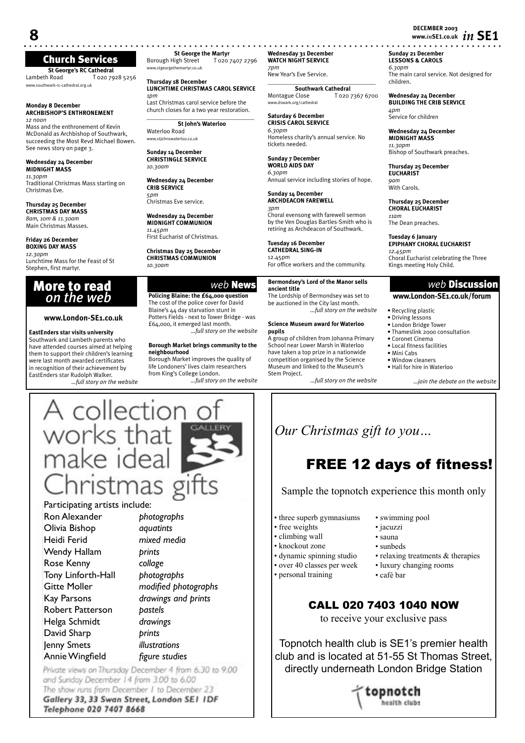## Church Services

### St George's RC Cathedral

Lambeth Road T 020 7928 5256
www.southwark-rc-cathedral.org.uk

**Monday 8 December**
**ARCHBISHOP'S ENTHRONEMENT**
*12 noon*
Mass and the enthronement of Kevin McDonald as Archbishop of Southwark, succeeding the Most Revd Michael Bowen. See news story on page 3.

**Wednesday 24 December**
**MIDNIGHT MASS**
*11.30pm*
Traditional Christmas Mass starting on Christmas Eve.

**Thursday 25 December**
**CHRISTMAS DAY MASS**
*8am, 10m & 11.30am*
Main Christmas Masses.

**Friday 26 December**
**BOXING DAY MASS**
*12.30pm*
Lunchtime Mass for the Feast of St Stephen, first martyr.

### St George the Martyr

Borough High Street T 020 7407 2796
www.stgeorgethemartyr.co.uk

**Thursday 18 December**
**LUNCHTIME CHRISTMAS CAROL SERVICE**
*1pm*
Last Christmas carol service before the church closes for a two year restoration.

### St John's Waterloo

Waterloo Road
www.stjohnswaterloo.co.uk

**Sunday 14 December**
**CHRISTINGLE SERVICE**
*10.30am*

**Wednesday 24 December**
**CRIB SERVICE**
*5pm*
Christmas Eve service.

**Wednesday 24 December**
**MIDNIGHT COMMUNION**
*11.45pm*
First Eucharist of Christmas.

**Christmas Day 25 December**
**CHRISTMAS COMMUNION**
*10.30am*

**Wednesday 31 December**
**WATCH NIGHT SERVICE**
*7pm*
New Year's Eve Service.

### Southwark Cathedral

Montague Close T 020 7367 6700
www.dswark.org/cathedral

**Saturday 6 December**
**CRISIS CAROL SERVICE**
*6.30pm*
Homeless charity's annual service. No tickets needed.

**Sunday 7 December**
**WORLD AIDS DAY**
*6.30pm*
Annual service including stories of hope.

**Sunday 14 December**
**ARCHDEACON FAREWELL**
*3pm*
Choral evensong with farewell sermon by the Ven Douglas Bartles-Smith who is retiring as Archdeacon of Southwark.

**Tuesday 16 December**
**CATHEDRAL SING-IN**
12.45pm
For office workers and the community.

**Sunday 21 December**
**LESSONS & CAROLS**
*6.30pm*
The main carol service. Not designed for children.

**Wednesday 24 December**
**BUILDING THE CRIB SERVICE**
*4pm*
Service for children

**Wednesday 24 December**
**MIDNIGHT MASS**
*11.30pm*
Bishop of Southwark preaches.

**Thursday 25 December**
**EUCHARIST**
*9am*
With Carols.

**Thursday 25 December**
**CHORAL EUCHARIST**
*11am*
The Dean preaches.

**Tuesday 6 January**
**EPIPHANY CHORAL EUCHARIST**
*12.45pm*
Choral Eucharist celebrating the Three Kings meeting Holy Child.

## More to read *on the web*

**www.London-SE1.co.uk**

**EastEnders star visits university**
Southwark and Lambeth parents who have attended courses aimed at helping them to support their children's learning were last month awarded certificates in recognition of their achievement by EastEnders star Rudolph Walker.
*...full story on the website*

## *web* News

**Policing Blaine: the £64,000 question**
The cost of the police cover for David Blaine's 44 day starvation stunt in Potters Fields - next to Tower Bridge - was £64,000, it emerged last month.
*...full story on the website*

**Borough Market brings community to the neighbourhood**
Borough Market improves the quality of life Londoners' lives claim researchers from King's College London.
*...full story on the website*

**Bermondsey's Lord of the Manor sells ancient title**
The Lordship of Bermondsey was set to be auctioned in the City last month.
*...full story on the website*

**Science Museum award for Waterloo pupils**
A group of children from Johanna Primary School near Lower Marsh in Waterloo have taken a top prize in a nationwide competition organised by the Science Museum and linked to the Museum's Stem Project.
*...full story on the website*

## *web* Discussion

**www.London-SE1.co.uk/forum**

- Recycling plastic
- Driving lessons
- London Bridge Tower
- Thameslink 2000 consultation
- Coronet Cinema
- Local fitness facilities
- Mini Cabs
- Window cleaners
- Hall for hire in Waterloo

*...join the debate on the website*

# A collection of works that make ideal Christmas gifts

GALLERY 33

Participating artists include:

| | |
|---|---|
| Ron Alexander | *photographs* |
| Olivia Bishop | *aquatints* |
| Heidi Ferid | *mixed media* |
| Wendy Hallam | *prints* |
| Rose Kenny | *collage* |
| Tony Linforth-Hall | *photographs* |
| Gitte Moller | *modified photographs* |
| Kay Parsons | *drawings and prints* |
| Robert Patterson | *pastels* |
| Helga Schmidt | *drawings* |
| David Sharp | *prints* |
| Jenny Smets | *illustrations* |
| Annie Wingfield | *figure studies* |

Private views on Thursday December 4 from 6.30 to 9.00 and Sunday December 14 from 3.00 to 6.00
The show runs from December 1 to December 23
***Gallery 33, 33 Swan Street, London SE1 1DF***
***Telephone 020 7407 8668***

*Our Christmas gift to you…*

# FREE 12 days of fitness!

Sample the topnotch experience this month only

- three superb gymnasiums
- free weights
- climbing wall
- knockout zone
- dynamic spinning studio
- over 40 classes per week
- personal training
- swimming pool
- jacuzzi
- sauna
- sunbeds
- relaxing treatments & therapies
- luxury changing rooms
- café bar

## CALL 020 7403 1040 NOW

to receive your exclusive pass

Topnotch health club is SE1's premier health club and is located at 51-55 St Thomas Street, directly underneath London Bridge Station

topnotch health clubs